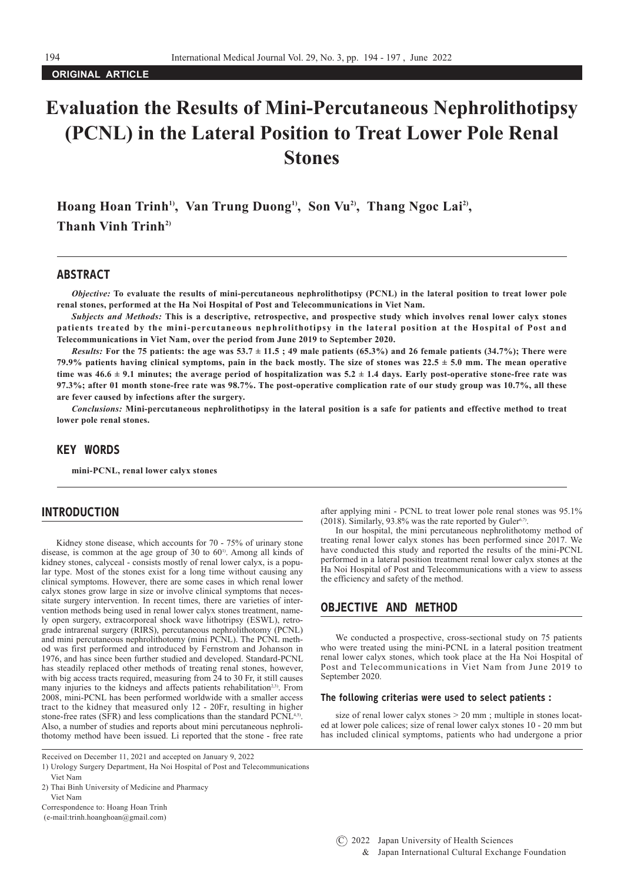ORIGINAL ARTICLE

# Evaluation the Results of Mini-Percutaneous Nephrolithotipsy (PCNL) in the Lateral Position to Treat Lower Pole Renal Stones

**Hoang Hoan Trinh[1], Van Trung Duong[1], Son Vu[2], Thang Ngoc Lai[2], Thanh Vinh Trinh[2]**

## ABSTRACT

***Objective:*** **To evaluate the results of mini-percutaneous nephrolithotipsy (PCNL) in the lateral position to treat lower pole renal stones, performed at the Ha Noi Hospital of Post and Telecommunications in Viet Nam.**

***Subjects and Methods:*** **This is a descriptive, retrospective, and prospective study which involves renal lower calyx stones patients treated by the mini-percutaneous nephrolithotipsy in the lateral position at the Hospital of Post and Telecommunications in Viet Nam, over the period from June 2019 to September 2020.**

***Results:*** **For the 75 patients: the age was 53.7 ± 11.5 ; 49 male patients (65.3%) and 26 female patients (34.7%); There were 79.9% patients having clinical symptoms, pain in the back mostly. The size of stones was 22.5 ± 5.0 mm. The mean operative time was 46.6 ± 9.1 minutes; the average period of hospitalization was 5.2 ± 1.4 days. Early post-operative stone-free rate was 97.3%; after 01 month stone-free rate was 98.7%. The post-operative complication rate of our study group was 10.7%, all these are fever caused by infections after the surgery.**

***Conclusions:*** **Mini-percutaneous nephrolithotipsy in the lateral position is a safe for patients and effective method to treat lower pole renal stones.**

## KEY WORDS

**mini-PCNL, renal lower calyx stones**

## INTRODUCTION

Kidney stone disease, which accounts for 70 - 75% of urinary stone disease, is common at the age group of 30 to 60[1]. Among all kinds of kidney stones, calyceal - consists mostly of renal lower calyx, is a popular type. Most of the stones exist for a long time without causing any clinical symptoms. However, there are some cases in which renal lower calyx stones grow large in size or involve clinical symptoms that necessitate surgery intervention. In recent times, there are varieties of intervention methods being used in renal lower calyx stones treatment, namely open surgery, extracorporeal shock wave lithotripsy (ESWL), retrograde intrarenal surgery (RIRS), percutaneous nephrolithotomy (PCNL) and mini percutaneous nephrolithotomy (mini PCNL). The PCNL method was first performed and introduced by Fernstrom and Johanson in 1976, and has since been further studied and developed. Standard-PCNL has steadily replaced other methods of treating renal stones, however, with big access tracts required, measuring from 24 to 30 Fr, it still causes many injuries to the kidneys and affects patients rehabilitation[2,3]. From 2008, mini-PCNL has been performed worldwide with a smaller access tract to the kidney that measured only 12 - 20Fr, resulting in higher stone-free rates (SFR) and less complications than the standard PCNL[4,5]. Also, a number of studies and reports about mini percutaneous nephrolithotomy method have been issued. Li reported that the stone - free rate after applying mini - PCNL to treat lower pole renal stones was 95.1% (2018). Similarly, 93.8% was the rate reported by Guler[6,7].

In our hospital, the mini percutaneous nephrolithotomy method of treating renal lower calyx stones has been performed since 2017. We have conducted this study and reported the results of the mini-PCNL performed in a lateral position treatment renal lower calyx stones at the Ha Noi Hospital of Post and Telecommunications with a view to assess the efficiency and safety of the method.

## OBJECTIVE AND METHOD

We conducted a prospective, cross-sectional study on 75 patients who were treated using the mini-PCNL in a lateral position treatment renal lower calyx stones, which took place at the Ha Noi Hospital of Post and Telecommunications in Viet Nam from June 2019 to September 2020.

### The following criterias were used to select patients :

size of renal lower calyx stones > 20 mm ; multiple in stones located at lower pole calices; size of renal lower calyx stones 10 - 20 mm but has included clinical symptoms, patients who had undergone a prior

---

Received on December 11, 2021 and accepted on January 9, 2022

1) Urology Surgery Department, Ha Noi Hospital of Post and Telecommunications Viet Nam

2) Thai Binh University of Medicine and Pharmacy Viet Nam

Correspondence to: Hoang Hoan Trinh (e-mail:trinh.hoanghoan@gmail.com)

© 2022 Japan University of Health Sciences & Japan International Cultural Exchange Foundation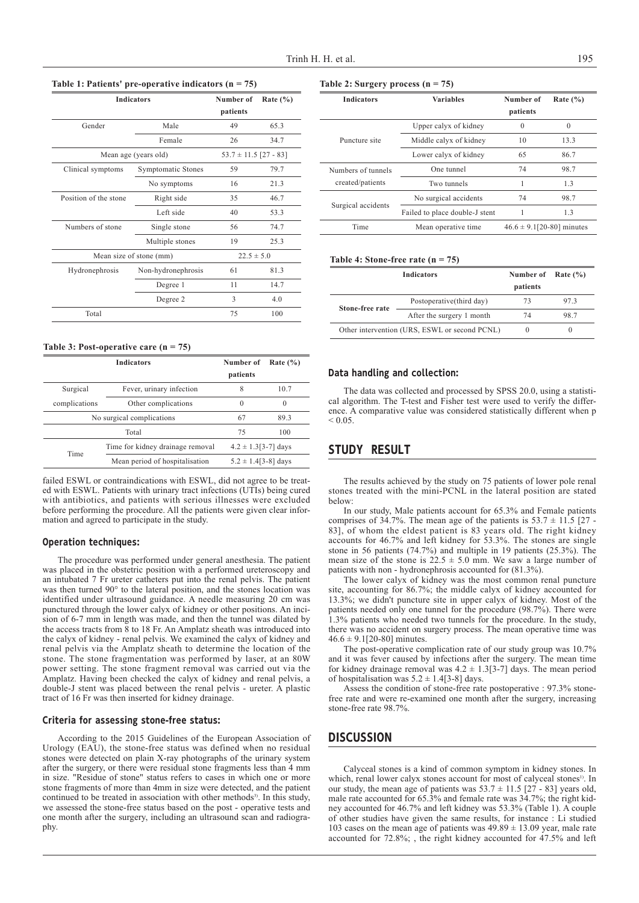**Table 1: Patients' pre-operative indicators (n = 75)**

| Indicators | | Number of patients | Rate (%) |
|---|---|---|---|
| Gender | Male | 49 | 65.3 |
| | Female | 26 | 34.7 |
| Mean age (years old) | | 53.7 ± 11.5 [27 - 83] | |
| Clinical symptoms | Symptomatic Stones | 59 | 79.7 |
| | No symptoms | 16 | 21.3 |
| Position of the stone | Right side | 35 | 46.7 |
| | Left side | 40 | 53.3 |
| Numbers of stone | Single stone | 56 | 74.7 |
| | Multiple stones | 19 | 25.3 |
| Mean size of stone (mm) | | 22.5 ± 5.0 | |
| Hydronephrosis | Non-hydronephrosis | 61 | 81.3 |
| | Degree 1 | 11 | 14.7 |
| | Degree 2 | 3 | 4.0 |
| Total | | 75 | 100 |

**Table 3: Post-operative care (n = 75)**

| Indicators | | Number of patients | Rate (%) |
|---|---|---|---|
| Surgical complications | Fever, urinary infection | 8 | 10.7 |
| | Other complications | 0 | 0 |
| No surgical complications | | 67 | 89.3 |
| Total | | 75 | 100 |
| Time | Time for kidney drainage removal | 4.2 ± 1.3[3-7] days | |
| | Mean period of hospitalisation | 5.2 ± 1.4[3-8] days | |

failed ESWL or contraindications with ESWL, did not agree to be treated with ESWL. Patients with urinary tract infections (UTIs) being cured with antibiotics, and patients with serious illnesses were excluded before performing the procedure. All the patients were given clear information and agreed to participate in the study.

### Operation techniques:

The procedure was performed under general anesthesia. The patient was placed in the obstetric position with a performed ureteroscopy and an intubated 7 Fr ureter catheters put into the renal pelvis. The patient was then turned 90° to the lateral position, and the stones location was identified under ultrasound guidance. A needle measuring 20 cm was punctured through the lower calyx of kidney or other positions. An incision of 6-7 mm in length was made, and then the tunnel was dilated by the access tracts from 8 to 18 Fr. An Amplatz sheath was introduced into the calyx of kidney - renal pelvis. We examined the calyx of kidney and renal pelvis via the Amplatz sheath to determine the location of the stone. The stone fragmentation was performed by laser, at an 80W power setting. The stone fragment removal was carried out via the Amplatz. Having been checked the calyx of kidney and renal pelvis, a double-J stent was placed between the renal pelvis - ureter. A plastic tract of 16 Fr was then inserted for kidney drainage.

### Criteria for assessing stone-free status:

According to the 2015 Guidelines of the European Association of Urology (EAU), the stone-free status was defined when no residual stones were detected on plain X-ray photographs of the urinary system after the surgery, or there were residual stone fragments less than 4 mm in size. "Residue of stone" status refers to cases in which one or more stone fragments of more than 4mm in size were detected, and the patient continued to be treated in association with other methods[3]. In this study, we assessed the stone-free status based on the post - operative tests and one month after the surgery, including an ultrasound scan and radiography.

**Table 2: Surgery process (n = 75)**

| Indicators | Variables | Number of patients | Rate (%) |
|---|---|---|---|
| Puncture site | Upper calyx of kidney | 0 | 0 |
| | Middle calyx of kidney | 10 | 13.3 |
| | Lower calyx of kidney | 65 | 86.7 |
| Numbers of tunnels created/patients | One tunnel | 74 | 98.7 |
| | Two tunnels | 1 | 1.3 |
| Surgical accidents | No surgical accidents | 74 | 98.7 |
| | Failed to place double-J stent | 1 | 1.3 |
| Time | Mean operative time | 46.6 ± 9.1[20-80] minutes | |

**Table 4: Stone-free rate (n = 75)**

| Indicators | | Number of patients | Rate (%) |
|---|---|---|---|
| Stone-free rate | Postoperative(third day) | 73 | 97.3 |
| | After the surgery 1 month | 74 | 98.7 |
| Other intervention (URS, ESWL or second PCNL) | | 0 | 0 |

### Data handling and collection:

The data was collected and processed by SPSS 20.0, using a statistical algorithm. The T-test and Fisher test were used to verify the difference. A comparative value was considered statistically different when $p < 0.05$.

## STUDY RESULT

The results achieved by the study on 75 patients of lower pole renal stones treated with the mini-PCNL in the lateral position are stated below:

In our study, Male patients account for 65.3% and Female patients comprises of 34.7%. The mean age of the patients is 53.7 ± 11.5 [27 - 83], of whom the eldest patient is 83 years old. The right kidney accounts for 46.7% and left kidney for 53.3%. The stones are single stone in 56 patients (74.7%) and multiple in 19 patients (25.3%). The mean size of the stone is 22.5 ± 5.0 mm. We saw a large number of patients with non - hydronephrosis accounted for (81.3%).

The lower calyx of kidney was the most common renal puncture site, accounting for 86.7%; the middle calyx of kidney accounted for 13.3%; we didn't puncture site in upper calyx of kidney. Most of the patients needed only one tunnel for the procedure (98.7%). There were 1.3% patients who needed two tunnels for the procedure. In the study, there was no accident on surgery process. The mean operative time was 46.6 ± 9.1[20-80] minutes.

The post-operative complication rate of our study group was 10.7% and it was fever caused by infections after the surgery. The mean time for kidney drainage removal was 4.2 ± 1.3[3-7] days. The mean period of hospitalisation was 5.2 ± 1.4[3-8] days.

Assess the condition of stone-free rate postoperative : 97.3% stone-free rate and were re-examined one month after the surgery, increasing stone-free rate 98.7%.

## DISCUSSION

Calyceal stones is a kind of common symptom in kidney stones. In which, renal lower calyx stones account for most of calyceal stones[1]. In our study, the mean age of patients was 53.7 ± 11.5 [27 - 83] years old, male rate accounted for 65.3% and female rate was 34.7%; the right kidney accounted for 46.7% and left kidney was 53.3% (Table 1). A couple of other studies have given the same results, for instance : Li studied 103 cases on the mean age of patients was 49.89 ± 13.09 year, male rate accounted for 72.8%; , the right kidney accounted for 47.5% and left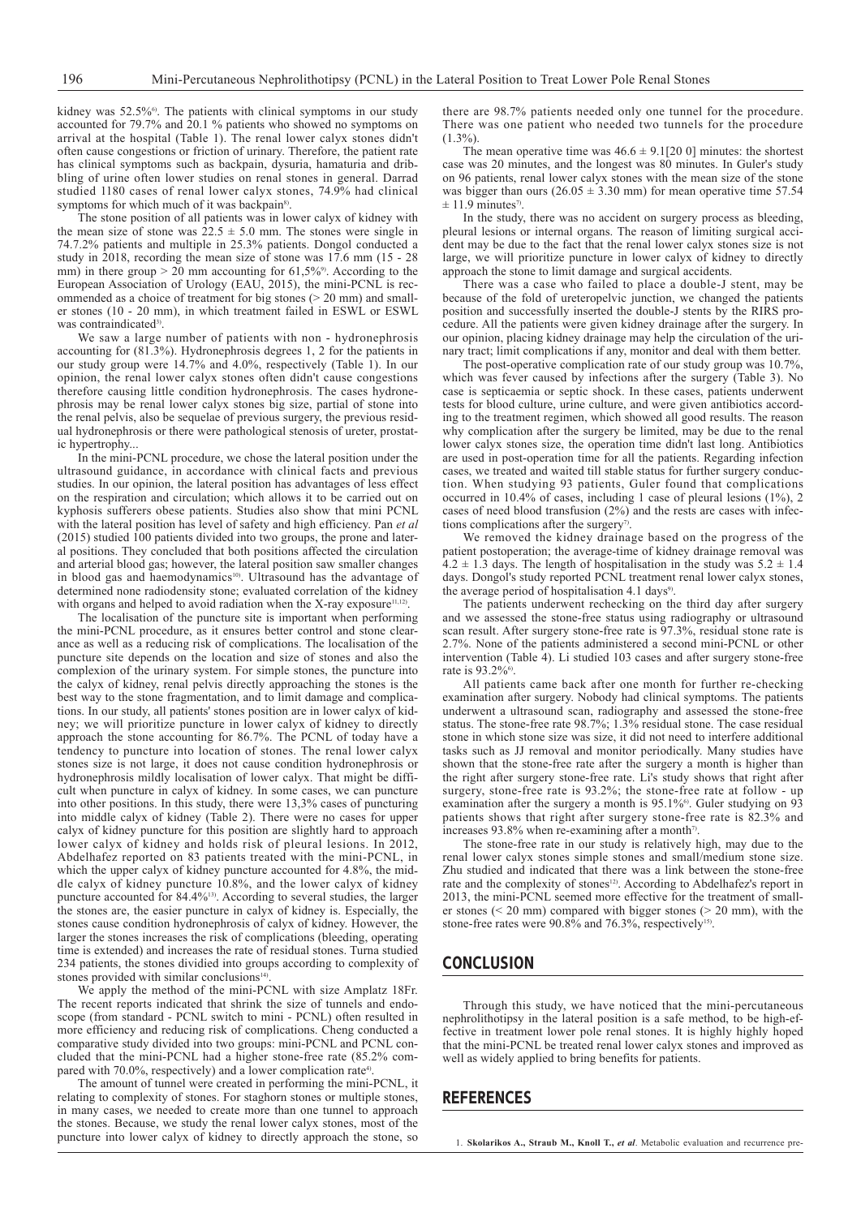kidney was 52.5%[6]. The patients with clinical symptoms in our study accounted for 79.7% and 20.1 % patients who showed no symptoms on arrival at the hospital (Table 1). The renal lower calyx stones didn't often cause congestions or friction of urinary. Therefore, the patient rate has clinical symptoms such as backpain, dysuria, hamaturia and dribbling of urine often lower studies on renal stones in general. Darrad studied 1180 cases of renal lower calyx stones, 74.9% had clinical symptoms for which much of it was backpain[8].

The stone position of all patients was in lower calyx of kidney with the mean size of stone was 22.5 ± 5.0 mm. The stones were single in 74.7.2% patients and multiple in 25.3% patients. Dongol conducted a study in 2018, recording the mean size of stone was 17.6 mm (15 - 28 mm) in there group > 20 mm accounting for 61,5%[9]. According to the European Association of Urology (EAU, 2015), the mini-PCNL is recommended as a choice of treatment for big stones (> 20 mm) and smaller stones (10 - 20 mm), in which treatment failed in ESWL or ESWL was contraindicated[3].

We saw a large number of patients with non - hydronephrosis accounting for (81.3%). Hydronephrosis degrees 1, 2 for the patients in our study group were 14.7% and 4.0%, respectively (Table 1). In our opinion, the renal lower calyx stones often didn't cause congestions therefore causing little condition hydronephrosis. The cases hydronephrosis may be renal lower calyx stones big size, partial of stone into the renal pelvis, also be sequelae of previous surgery, the previous residual hydronephrosis or there were pathological stenosis of ureter, prostatic hypertrophy...

In the mini-PCNL procedure, we chose the lateral position under the ultrasound guidance, in accordance with clinical facts and previous studies. In our opinion, the lateral position has advantages of less effect on the respiration and circulation; which allows it to be carried out on kyphosis sufferers obese patients. Studies also show that mini PCNL with the lateral position has level of safety and high efficiency. Pan *et al* (2015) studied 100 patients divided into two groups, the prone and lateral positions. They concluded that both positions affected the circulation and arterial blood gas; however, the lateral position saw smaller changes in blood gas and haemodynamics[10]. Ultrasound has the advantage of determined none radiodensity stone; evaluated correlation of the kidney with organs and helped to avoid radiation when the X-ray exposure[11,12].

The localisation of the puncture site is important when performing the mini-PCNL procedure, as it ensures better control and stone clearance as well as a reducing risk of complications. The localisation of the puncture site depends on the location and size of stones and also the complexion of the urinary system. For simple stones, the puncture into the calyx of kidney, renal pelvis directly approaching the stones is the best way to the stone fragmentation, and to limit damage and complications. In our study, all patients' stones position are in lower calyx of kidney; we will prioritize puncture in lower calyx of kidney to directly approach the stone accounting for 86.7%. The PCNL of today have a tendency to puncture into location of stones. The renal lower calyx stones size is not large, it does not cause condition hydronephrosis or hydronephrosis mildly localisation of lower calyx. That might be difficult when puncture in calyx of kidney. In some cases, we can puncture into other positions. In this study, there were 13,3% cases of puncturing into middle calyx of kidney (Table 2). There were no cases for upper calyx of kidney puncture for this position are slightly hard to approach lower calyx of kidney and holds risk of pleural lesions. In 2012, Abdelhafez reported on 83 patients treated with the mini-PCNL, in which the upper calyx of kidney puncture accounted for 4.8%, the middle calyx of kidney puncture 10.8%, and the lower calyx of kidney puncture accounted for 84.4%[13]. According to several studies, the larger the stones are, the easier puncture in calyx of kidney is. Especially, the stones cause condition hydronephrosis of calyx of kidney. However, the larger the stones increases the risk of complications (bleeding, operating time is extended) and increases the rate of residual stones. Turna studied 234 patients, the stones divided into groups according to complexity of stones provided with similar conclusions[14].

We apply the method of the mini-PCNL with size Amplatz 18Fr. The recent reports indicated that shrink the size of tunnels and endoscope (from standard - PCNL switch to mini - PCNL) often resulted in more efficiency and reducing risk of complications. Cheng conducted a comparative study divided into two groups: mini-PCNL and PCNL concluded that the mini-PCNL had a higher stone-free rate (85.2% compared with 70.0%, respectively) and a lower complication rate[4].

The amount of tunnel were created in performing the mini-PCNL, it relating to complexity of stones. For staghorn stones or multiple stones, in many cases, we needed to create more than one tunnel to approach the stones. Because, we study the renal lower calyx stones, most of the puncture into lower calyx of kidney to directly approach the stone, so there are 98.7% patients needed only one tunnel for the procedure. There was one patient who needed two tunnels for the procedure (1.3%).

The mean operative time was 46.6 ± 9.1[20 0] minutes: the shortest case was 20 minutes, and the longest was 80 minutes. In Guler's study on 96 patients, renal lower calyx stones with the mean size of the stone was bigger than ours (26.05 ± 3.30 mm) for mean operative time 57.54 ± 11.9 minutes[7].

In the study, there was no accident on surgery process as bleeding, pleural lesions or internal organs. The reason of limiting surgical accident may be due to the fact that the renal lower calyx stones size is not large, we will prioritize puncture in lower calyx of kidney to directly approach the stone to limit damage and surgical accidents.

There was a case who failed to place a double-J stent, may be because of the fold of ureteropelvic junction, we changed the patients position and successfully inserted the double-J stents by the RIRS procedure. All the patients were given kidney drainage after the surgery. In our opinion, placing kidney drainage may help the circulation of the urinary tract; limit complications if any, monitor and deal with them better.

The post-operative complication rate of our study group was 10.7%, which was fever caused by infections after the surgery (Table 3). No case is septicaemia or septic shock. In these cases, patients underwent tests for blood culture, urine culture, and were given antibiotics according to the treatment regimen, which showed all good results. The reason why complication after the surgery be limited, may be due to the renal lower calyx stones size, the operation time didn't last long. Antibiotics are used in post-operation time for all the patients. Regarding infection cases, we treated and waited till stable status for further surgery conduction. When studying 93 patients, Guler found that complications occurred in 10.4% of cases, including 1 case of pleural lesions (1%), 2 cases of need blood transfusion (2%) and the rests are cases with infections complications after the surgery[7].

We removed the kidney drainage based on the progress of the patient postoperation; the average-time of kidney drainage removal was 4.2 ± 1.3 days. The length of hospitalisation in the study was 5.2 ± 1.4 days. Dongol's study reported PCNL treatment renal lower calyx stones, the average period of hospitalisation 4.1 days[9].

The patients underwent rechecking on the third day after surgery and we assessed the stone-free status using radiography or ultrasound scan result. After surgery stone-free rate is 97.3%, residual stone rate is 2.7%. None of the patients administered a second mini-PCNL or other intervention (Table 4). Li studied 103 cases and after surgery stone-free rate is 93.2%[6].

All patients came back after one month for further re-checking examination after surgery. Nobody had clinical symptoms. The patients underwent a ultrasound scan, radiography and assessed the stone-free status. The stone-free rate 98.7%; 1.3% residual stone. The case residual stone in which stone size was size, it did not need to interfere additional tasks such as JJ removal and monitor periodically. Many studies have shown that the stone-free rate after the surgery a month is higher than the right after surgery stone-free rate. Li's study shows that right after surgery, stone-free rate is 93.2%; the stone-free rate at follow - up examination after the surgery a month is 95.1%[6]. Guler studying on 93 patients shows that right after surgery stone-free rate is 82.3% and increases 93.8% when re-examining after a month[7].

The stone-free rate in our study is relatively high, may due to the renal lower calyx stones simple stones and small/medium stone size. Zhu studied and indicated that there was a link between the stone-free rate and the complexity of stones[12]. According to Abdelhafez's report in 2013, the mini-PCNL seemed more effective for the treatment of smaller stones (< 20 mm) compared with bigger stones (> 20 mm), with the stone-free rates were 90.8% and 76.3%, respectively[15].

## CONCLUSION

Through this study, we have noticed that the mini-percutaneous nephrolithotipsy in the lateral position is a safe method, to be high-effective in treatment lower pole renal stones. It is highly highly hoped that the mini-PCNL be treated renal lower calyx stones and improved as well as widely applied to bring benefits for patients.

## REFERENCES

1. **Skolarikos A., Straub M., Knoll T., *et al*.** Metabolic evaluation and recurrence pre-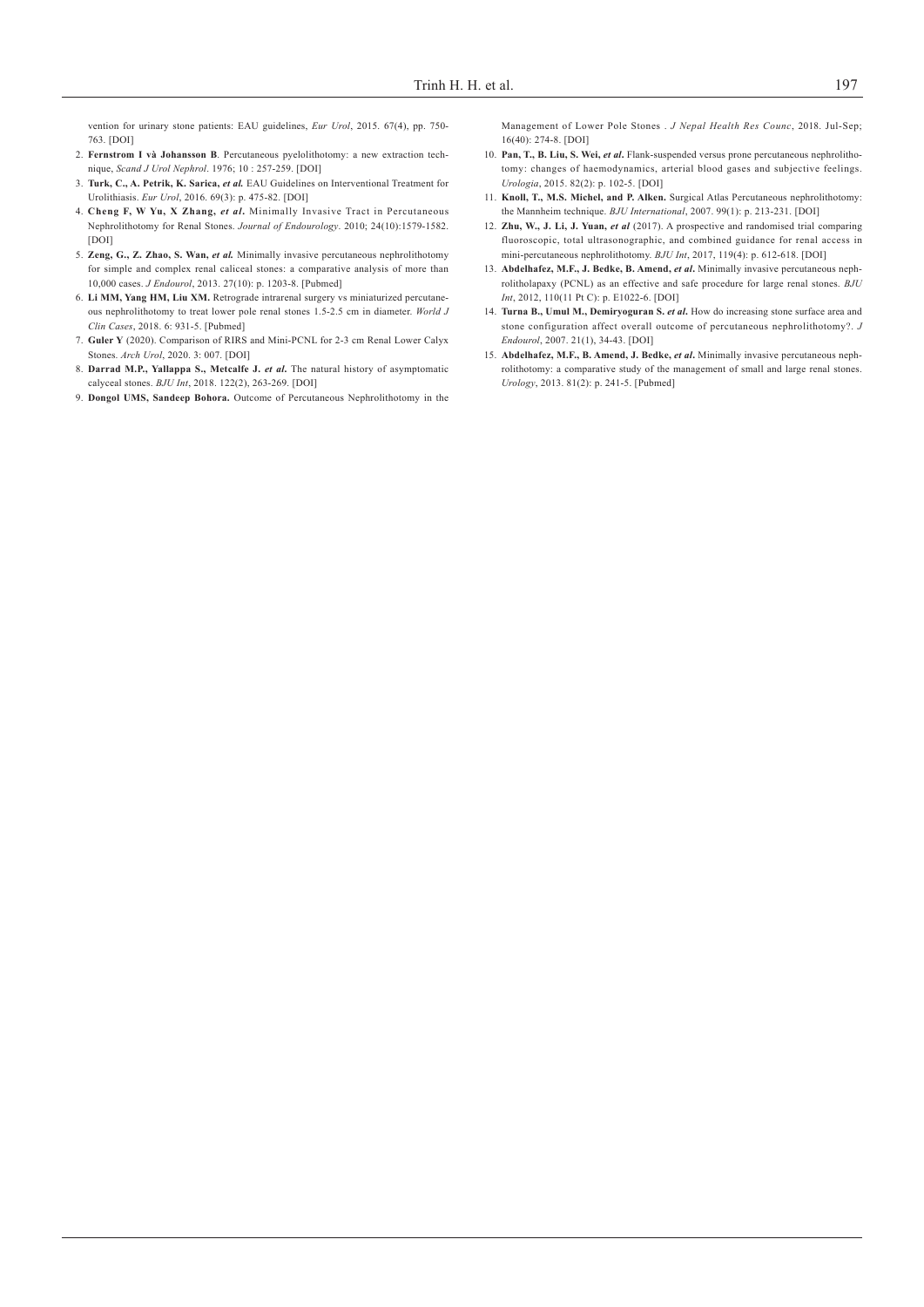vention for urinary stone patients: EAU guidelines, *Eur Urol*, 2015. 67(4), pp. 750-763. [DOI]

2. **Fernstrom I và Johansson B**. Percutaneous pyelolithotomy: a new extraction technique, *Scand J Urol Nephrol*. 1976; 10 : 257-259. [DOI]
3. **Turk, C., A. Petrik, K. Sarica,** ***et al.*** EAU Guidelines on Interventional Treatment for Urolithiasis. *Eur Urol*, 2016. 69(3): p. 475-82. [DOI]
4. **Cheng F, W Yu, X Zhang,** ***et al*****.** Minimally Invasive Tract in Percutaneous Nephrolithotomy for Renal Stones. *Journal of Endourology*. 2010; 24(10):1579-1582. [DOI]
5. **Zeng, G., Z. Zhao, S. Wan,** ***et al.*** Minimally invasive percutaneous nephrolithotomy for simple and complex renal caliceal stones: a comparative analysis of more than 10,000 cases. *J Endourol*, 2013. 27(10): p. 1203-8. [Pubmed]
6. **Li MM, Yang HM, Liu XM.** Retrograde intrarenal surgery vs miniaturized percutaneous nephrolithotomy to treat lower pole renal stones 1.5-2.5 cm in diameter. *World J Clin Cases*, 2018. 6: 931-5. [Pubmed]
7. **Guler Y** (2020). Comparison of RIRS and Mini-PCNL for 2-3 cm Renal Lower Calyx Stones. *Arch Urol*, 2020. 3: 007. [DOI]
8. **Darrad M.P., Yallappa S., Metcalfe J.** ***et al*****.** The natural history of asymptomatic calyceal stones. *BJU Int*, 2018. 122(2), 263-269. [DOI]
9. **Dongol UMS, Sandeep Bohora.** Outcome of Percutaneous Nephrolithotomy in the Management of Lower Pole Stones . *J Nepal Health Res Counc*, 2018. Jul-Sep; 16(40): 274-8. [DOI]
10. **Pan, T., B. Liu, S. Wei,** ***et al*****.** Flank-suspended versus prone percutaneous nephrolithotomy: changes of haemodynamics, arterial blood gases and subjective feelings. *Urologia*, 2015. 82(2): p. 102-5. [DOI]
11. **Knoll, T., M.S. Michel, and P. Alken.** Surgical Atlas Percutaneous nephrolithotomy: the Mannheim technique. *BJU International*, 2007. 99(1): p. 213-231. [DOI]
12. **Zhu, W., J. Li, J. Yuan,** ***et al*** (2017). A prospective and randomised trial comparing fluoroscopic, total ultrasonographic, and combined guidance for renal access in mini-percutaneous nephrolithotomy. *BJU Int*, 2017, 119(4): p. 612-618. [DOI]
13. **Abdelhafez, M.F., J. Bedke, B. Amend,** ***et al*****.** Minimally invasive percutaneous nephrolitholapaxy (PCNL) as an effective and safe procedure for large renal stones. *BJU Int*, 2012, 110(11 Pt C): p. E1022-6. [DOI]
14. **Turna B., Umul M., Demiryoguran S.** ***et al*****.** How do increasing stone surface area and stone configuration affect overall outcome of percutaneous nephrolithotomy?. *J Endourol*, 2007. 21(1), 34-43. [DOI]
15. **Abdelhafez, M.F., B. Amend, J. Bedke,** ***et al*****.** Minimally invasive percutaneous nephrolithotomy: a comparative study of the management of small and large renal stones. *Urology*, 2013. 81(2): p. 241-5. [Pubmed]